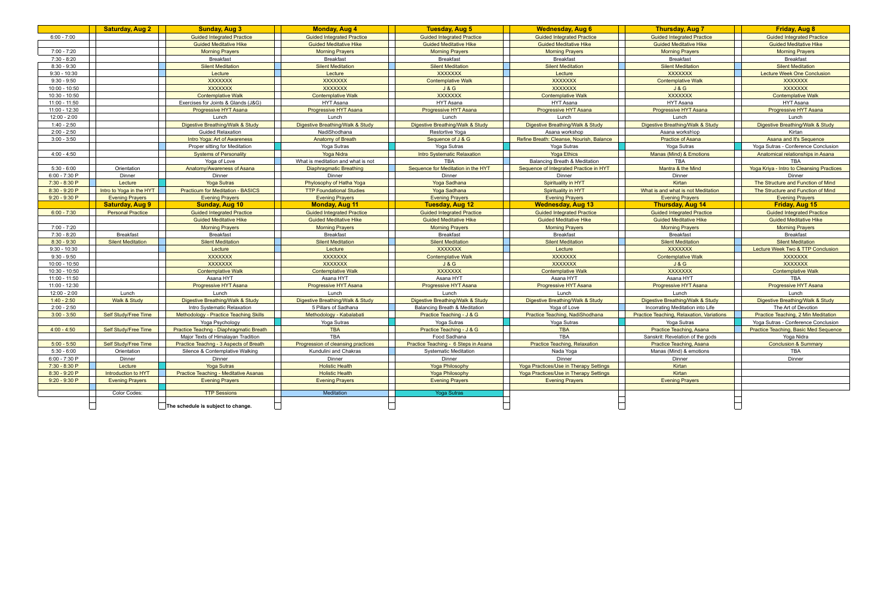| | Saturday, Aug 2 | Sunday, Aug 3 | Monday, Aug 4 | Tuesday, Aug 5 | Wednesday, Aug 6 | Thursday, Aug 7 | Friday, Aug 8 |
|---|---|---|---|---|---|---|---|
| 6:00 - 7:00 | | Guided Integrated Practice | Guided Integrated Practice | Guided Integrated Practice | Guided Integrated Practice | Guided Integrated Practice | Guided Integrated Practice |
| | | Guided Meditative Hike | Guided Meditative Hike | Guided Meditative Hike | Guided Meditative Hike | Guided Meditative Hike | Guided Meditative Hike |
| 7:00 - 7:20 | | Morning Prayers | Morning Prayers | Morning Prayers | Morning Prayers | Morning Prayers | Morning Prayers |
| 7:30 - 8:20 | | Breakfast | Breakfast | Breakfast | Breakfast | Breakfast | Breakfast |
| 8:30 - 9:30 | | Silent Meditation | Silent Meditation | Silent Meditation | Silent Meditation | Silent Meditation | Silent Meditation |
| 9:30 - 10:30 | | Lecture | Lecture | XXXXXXX | Lecture | XXXXXXX | Lecture Week One Conclusion |
| 9:30 - 9:50 | | XXXXXXX | XXXXXXX | Contemplative Walk | XXXXXXX | Contemplative Walk | XXXXXXX |
| 10:00 - 10:50 | | XXXXXXX | XXXXXXX | J & G | XXXXXXX | J & G | XXXXXXX |
| 10:30 - 10:50 | | Contemplative Walk | Contemplative Walk | XXXXXXX | Contemplative Walk | XXXXXXX | Contemplative Walk |
| 11:00 - 11:50 | | Exercises for Joints & Glands (J&G) | HYT Asana | HYT Asana | HYT Asana | HYT Asana | HYT Asana |
| 11:00 - 12:30 | | Progressive HYT Asana | Progressive HYT Asana | Progressive HYT Asana | Progressive HYT Asana | Progressive HYT Asana | Progressive HYT Asana |
| 12:00 - 2:00 | | Lunch | Lunch | Lunch | Lunch | Lunch | Lunch |
| 1:40 - 2:50 | | Digestive Breathing/Walk & Study | Digestive Breathing/Walk & Study | Digestive Breathing/Walk & Study | Digestive Breathing/Walk & Study | Digestive Breathing/Walk & Study | Digestive Breathing/Walk & Study |
| 2:00 - 2:50 | | Guided Relaxation | NadiShodhana | Restortive Yoga | Asana workshop | Asana workshop | Kirtan |
| 3:00 - 3:50 | | Intro Yoga: Art of Awareness | Anatomy of Breath | Sequence of J & G | Refine Breath: Cleanse, Nourish, Balance | Practice of Asana | Asana and It's Sequence |
| | | Proper sitting for Meditation | Yoga Sutras | Yoga Sutras | Yoga Sutras | Yoga Sutras | Yoga Sutras - Conference Conclusion |
| 4:00 - 4:50 | | Systems of Personality | Yoga Nidra | Intro Systematic Relaxation | Yoga Ethics | Manas (Mind) & Emotions | Anatomical relationships in Asana |
| | | Yoga of Love | What is meditation and what is not | TBA | Balancing Breath & Meditation | TBA | TBA |
| 5:30 - 6:00 | Orientation | Anatomy/Awareness of Asana | Diaphragmatic Breathing | Sequence for Meditation in the HYT | Sequence of Integrated Practice in HYT | Mantra & the Mind | Yoga Kriya - Intro to Cleansing Practices |
| 6:00 - 7:30 P | Dinner | Dinner | Dinner | Dinner | Dinner | Dinner | Dinner |
| 7:30 - 8:30 P | Lecture | Yoga Sutras | Phylosophy of Hatha Yoga | Yoga Sadhana | Spirituality in HYT | Kirtan | The Structure and Function of Mind |
| 8:30 - 9:20 P | Intro to Yoga in the HYT | Practicum for Meditation - BASICS | TTP Foundational Studies | Yoga Sadhana | Spirituality in HYT | What is and what is not Meditation | The Structure and Function of Mind |
| 9:20 - 9:30 P | Evening Prayers | Evening Prayers | Evening Prayers | Evening Prayers | Evening Prayers | Evening Prayers | Evening Prayers |
| | **Saturday, Aug 9** | **Sunday, Aug 10** | **Monday, Aug 11** | **Tuesday, Aug 12** | **Wednesday, Aug 13** | **Thursday, Aug 14** | **Friday, Aug 15** |
| 6:00 - 7:30 | Personal Practice | Guided Integrated Practice | Guided Integrated Practice | Guided Integrated Practice | Guided Integrated Practice | Guided Integrated Practice | Guided Integrated Practice |
| | | Guided Meditative Hike | Guided Meditative Hike | Guided Meditative Hike | Guided Meditative Hike | Guided Meditative Hike | Guided Meditative Hike |
| 7:00 - 7:20 | | Morning Prayers | Morning Prayers | Morning Prayers | Morning Prayers | Morning Prayers | Morning Prayers |
| 7:30 - 8:20 | Breakfast | Breakfast | Breakfast | Breakfast | Breakfast | Breakfast | Breakfast |
| 8:30 - 9:30 | Silent Meditation | Silent Meditation | Silent Meditation | Silent Meditation | Silent Meditation | Silent Meditation | Silent Meditation |
| 9:30 - 10:30 | | Lecture | Lecture | XXXXXXX | Lecture | XXXXXXX | Lecture Week Two & TTP Conclusion |
| 9:30 - 9:50 | | XXXXXXX | XXXXXXX | Contemplative Walk | XXXXXXX | Contemplative Walk | XXXXXXX |
| 10:00 - 10:50 | | XXXXXXX | XXXXXXX | J & G | XXXXXXX | J & G | XXXXXXX |
| 10:30 - 10:50 | | Contemplative Walk | Contemplative Walk | XXXXXXX | Contemplative Walk | XXXXXXX | Contemplative Walk |
| 11:00 - 11:50 | | Asana HYT | Asana HYT | Asana HYT | Asana HYT | Asana HYT | TBA |
| 11:00 - 12:30 | | Progressive HYT Asana | Progressive HYT Asana | Progressive HYT Asana | Progressive HYT Asana | Progressive HYT Asana | Progressive HYT Asana |
| 12:00 - 2:00 | Lunch | Lunch | Lunch | Lunch | Lunch | Lunch | Lunch |
| 1:40 - 2:50 | Walk & Study | Digestive Breathing/Walk & Study | Digestive Breathing/Walk & Study | Digestive Breathing/Walk & Study | Digestive Breathing/Walk & Study | Digestive Breathing/Walk & Study | Digestive Breathing/Walk & Study |
| 2:00 - 2:50 | | Intro Systematic Relaxation | 5 Pillars of Sadhana | Balancing Breath & Meditation | Yoga of Love | Incorrating Meditation into Life | The Art of Devotion |
| 3:00 - 3:50 | Self Study/Free Time | Methodology - Practice Teaching Skills | Methodology - Kabalabati | Practice Teaching - J & G | Practice Teaching, NadiShodhana | Practice Teaching, Relaxation, Variations | Practice Teaching, 2 Min Meditation |
| | | Yoga Psychology | Yoga Sutras | Yoga Sutras | Yoga Sutras | Yoga Sutras | Yoga Sutras - Conference Conclusion |
| 4:00 - 4:50 | Self Study/Free Time | Practice Teachng - Diaphragmatic Breath | TBA | Practice Teaching - J & G | TBA | Practice Teaching, Asana | Practice Teaching, Basic Med Sequence |
| | | Major Texts of Himalayan Tradition | TBA | Food Sadhana | TBA | Sanskrit: Revelation of the gods | Yoga Nidra |
| 5:00 - 5:50 | Self Study/Free Time | Practice Teaching - 3 Aspects of Breath | Progression of cleansing practices | Practice Teaching - 6 Steps in Asana | Practice Teaching, Relaxation | Practice Teaching, Asana | Conclusion & Summary |
| 5:30 - 6:00 | Orientation | Silence & Contemplative Walking | Kundulini and Chakras | Systematic Meditation | Nada Yoga | Manas (Mind) & emotions | TBA |
| 6:00 - 7:30 P | Dinner | Dinner | Dinner | Dinner | Dinner | Dinner | Dinner |
| 7:30 - 8:30 P | Lecture | Yoga Sutras | Holistic Health | Yoga Philosophy | Yoga Practices/Use in Therapy Settings | Kirtan | |
| 8:30 - 9:20 P | Introduction to HYT | Practice Teaching - Meditative Asanas | Holistic Health | Yoga Philosophy | Yoga Practices/Use in Therapy Settings | Kirtan | |
| 9:20 - 9:30 P | Evening Prayers | Evening Prayers | Evening Prayers | Evening Prayers | Evening Prayers | Evening Prayers | |
| | Color Codes: | TTP Sessions | Meditation | Yoga Sutras | | | |

The schedule is subject to change.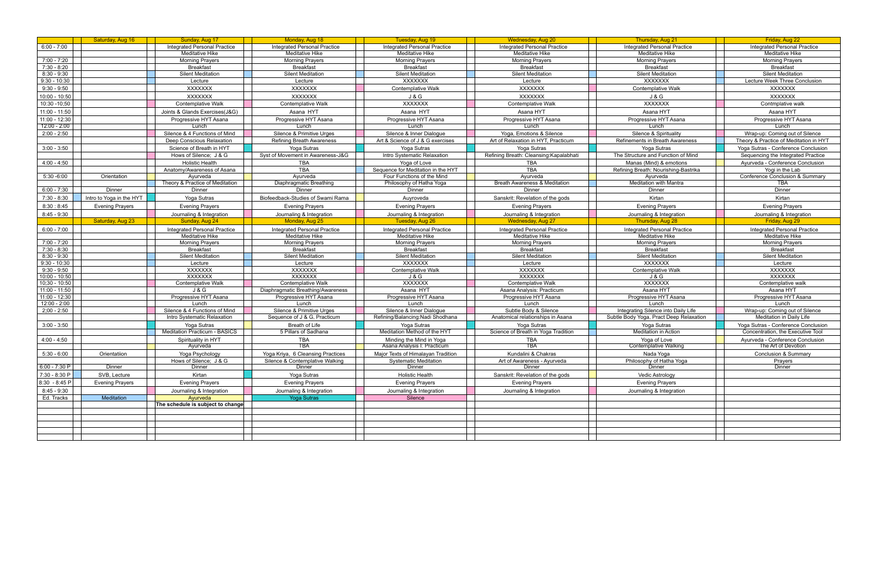| | Saturday, Aug 16 | Sunday, Aug 17 | Monday, Aug 18 | Tuesday, Aug 19 | Wednesday, Aug 20 | Thursday, Aug 21 | Friday, Aug 22 |
|---|---|---|---|---|---|---|---|
| 6:00 - 7:00 | | Integrated Personal Practice | Integrated Personal Practice | Integrated Personal Practice | Integrated Personal Practice | Integrated Personal Practice | Integrated Personal Practice |
| | | Meditative Hike | Meditative Hike | Meditative Hike | Meditative Hike | Meditative Hike | Meditative Hike |
| 7:00 - 7:20 | | Morning Prayers | Morning Prayers | Morning Prayers | Morning Prayers | Morning Prayers | Morning Prayers |
| 7:30 - 8:20 | | Breakfast | Breakfast | Breakfast | Breakfast | Breakfast | Breakfast |
| 8:30 - 9:30 | | Silent Meditation | Silent Meditation | Silent Meditation | Silent Meditation | Silent Meditation | Silent Meditation |
| 9:30 - 10:30 | | Lecture | Lecture | XXXXXXX | Lecture | XXXXXXX | Lecture Week Three Conclusion |
| 9:30 - 9:50 | | XXXXXXX | XXXXXXX | Contemplative Walk | XXXXXXX | Contemplative Walk | XXXXXXX |
| 10:00 - 10:50 | | XXXXXXX | XXXXXXX | J & G | XXXXXXX | J & G | XXXXXXX |
| 10:30 -10;50 | | Contemplative Walk | Contemplative Walk | XXXXXXX | Contemplative Walk | XXXXXXX | Contmplative walk |
| 11:00 - 11:50 | | Joints & Glands Exercises(J&G) | Asana HYT | Asana HYT | Asana HYT | Asana HYT | Asana HYT |
| 11:00 - 12:30 | | Progressive HYT Asana | Progressive HYT Asana | Progressive HYT Asana | Progressive HYT Asana | Progressive HYT Asana | Progressive HYT Asana |
| 12:00 - 2:00 | | Lunch | Lunch | Lunch | Lunch | Lunch | Lunch |
| 2:00 - 2:50 | | Silence & 4 Functions of Mind | Silence & Primitive Urges | Silence & Inner Dialogue | Yoga, Emotions & Silence | Silence & Spirituality | Wrap-up: Coming out of Silence |
| | | Deep Conscious Relaxation | Refining Breath Awareness | Art & Science of J & G exercises | Art of Relaxation in HYT, Practicum | Refinements in Breath Awareness | Theory & Practice of Meditation in HYT |
| 3:00 - 3:50 | | Science of Breath in HYT | Yoga Sutras | Yoga Sutras | Yoga Sutras | Yoga Sutras | Yoga Sutras - Conference Conclusion |
| | | Hows of Silence; J & G | Syst of Movement in Awareness-J&G | Intro Systematic Relaxation | Refining Breath: Cleansing:Kapalabhati | The Structure and Function of Mind | Sequencing the Integrated Practice |
| 4:00 - 4:50 | | Holistic Health | TBA | Yoga of Love | TBA | Manas (Mind) & emotions | Ayurveda - Conference Conclusion |
| | | Anatomy/Awareness of Asana | TBA | Sequence for Meditation in the HYT | TBA | Refining Breath: Nourishing-Bastrika | Yogi in the Lab |
| 5:30 -6:00 | Orientation | Ayurveda | Ayurveda | Four Functions of the Mind | Ayurveda | Ayurveda | Conference Conclusion & Summary |
| | | Theory & Practice of Meditation | Diaphragmatic Breathing | Philosophy of Hatha Yoga | Breath Awareness & Meditation | Meditation with Mantra | TBA |
| 6:00 - 7:30 | Dinner | Dinner | Dinner | Dinner | Dinner | Dinner | Dinner |
| 7:30 - 8:30 | Intro to Yoga in the HYT | Yoga Sutras | Biofeedback-Studies of Swami Rama | Auyroveda | Sanskrit: Revelation of the gods | Kirtan | Kirtan |
| 8:30 : 8:45 | Evening Prayers | Evening Prayers | Evening Prayers | Evening Prayers | Evening Prayers | Evening Prayers | Evening Prayers |
| 8:45 - 9:30 | | Journaling & Integration | Journaling & Integration | Journaling & Integration | Journaling & Integration | Journaling & Integration | Journaling & Integration |
| | Saturday, Aug 23 | Sunday, Aug 24 | Monday, Aug 25 | Tuesday, Aug 26 | Wednesday, Aug 27 | Thursday, Aug 28 | Friday, Aug 29 |
| 6:00 - 7:00 | | Integrated Personal Practice | Integrated Personal Practice | Integrated Personal Practice | Integrated Personal Practice | Integrated Personal Practice | Integrated Personal Practice |
| | | Meditative Hike | Meditative Hike | Meditative Hike | Meditative Hike | Meditative Hike | Meditative Hike |
| 7:00 - 7:20 | | Morning Prayers | Morning Prayers | Morning Prayers | Morning Prayers | Morning Prayers | Morning Prayers |
| 7:30 - 8:30 | | Breakfast | Breakfast | Breakfast | Breakfast | Breakfast | Breakfast |
| 8:30 - 9:30 | | Silent Meditation | Silent Meditation | Silent Meditation | Silent Meditation | Silent Meditation | Silent Meditation |
| 9:30 - 10:30 | | Lecture | Lecture | XXXXXXX | Lecture | XXXXXXX | Lecture |
| 9:30 - 9:50 | | XXXXXXX | XXXXXXX | Contemplative Walk | XXXXXXX | Contemplative Walk | XXXXXXX |
| 10:00 - 10:50 | | XXXXXXX | XXXXXXX | J & G | XXXXXXX | J & G | XXXXXXX |
| 10;30 - 10:50 | | Contemplative Walk | Contemplative Walk | XXXXXXX | Contemplative Walk | XXXXXXX | Contemplative walk |
| 11:00 - 11:50 | | J & G | Diaphragmatic Breathing/Awareness | Asana HYT | Asana Analysis: Practicum | Asana HYT | Asana HYT |
| 11:00 - 12:30 | | Progressive HYT Asana | Progressive HYT Asana | Progressive HYT Asana | Progressive HYT Asana | Progressive HYT Asana | Progressive HYT Asana |
| 12:00 - 2:00 | | Lunch | Lunch | Lunch | Lunch | Lunch | Lunch |
| 2;00 - 2:50 | | Silence & 4 Functions of Mind | Silence & Primitive Urges | Silence & Inner Dialogue | Subtle Body & Silence | Integrating Silence into Daily Life | Wrap-up: Coming out of Silence |
| | | Intro Systematic Relaxation | Sequence of J & G, Practicum | Refining/Balancing:Nadi Shodhana | Anatomical relationships in Asana | Subtle Body Yoga, Pract Deep Relaxation | Meditation in Daily Life |
| 3:00 - 3:50 | | Yoga Sutras | Breath of Life | Yoga Sutras | Yoga Sutras | Yoga Sutras | Yoga Sutras - Conference Conclusion |
| | | Meditation Practicum - BASICS | 5 Pillars of Sadhana | Meditation Method of the HYT | Science of Breath in Yoga Tradition | Meditation in Action | Concentration, the Executive Tool |
| 4:00 - 4:50 | | Spirituality in HYT | TBA | Minding the Mind in Yoga | TBA | Yoga of Love | Ayurveda - Conference Conclusion |
| | | Ayurveda | TBA | Asana Analysis I: Practicum | TBA | Contemplative Walking | The Art of Devotion |
| 5:30 - 6:00 | Orientatiion | Yoga Psychology | Yoga Kriya, 6 Cleansing Practices | Major Texts of Himalayan Tradition | Kundalini & Chakras | Nada Yoga | Conclusion & Summary |
| | | Hows of Silence; J & G | Silence & Contemplative Walking | Systematic Meditation | Art of Awareness - Ayurveda | Philosophy of Hatha Yoga | Prayers |
| 6:00 - 7:30 P | Dinner | Dinner | Dinner | Dinner | Dinner | Dinner | Dinner |
| 7:30 - 8:30 P | SVB, Lecture | Kirtan | Yoga Sutras | Holistic Health | Sanskrit: Revelation of the gods | Vedic Astrology | |
| 8:30 - 8:45 P | Evening Prayers | Evening Prayers | Evening Prayers | Evening Prayers | Evening Prayers | Evening Prayers | |
| 8:45 - 9:30 | | Journaling & Integration | Journaling & Integration | Journaling & Integration | Journaling & Integration | Journaling & Integration | |
| Ed. Tracks | Meditation | Ayurveda | Yoga Sutras | Silence | | | |
| | | The schedule is subject to change | | | | | |